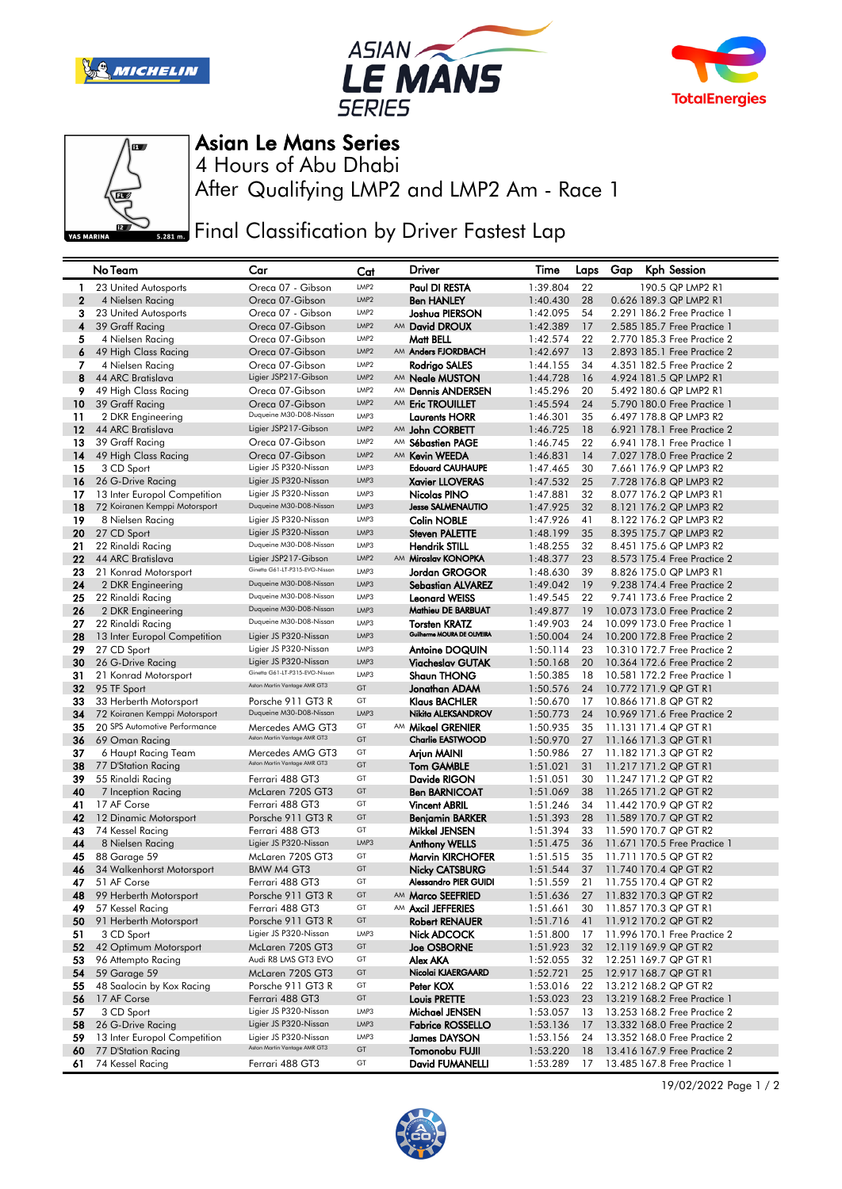# Asian Le Mans Series

4 Hours of Abu Dhabi

After Qualifying LMP2 and LMP2 Am - Race 1

## Final Classification by Driver Fastest Lap

| No | Team | Car | Cat | | Driver | Time | Laps | Gap | Kph | Session |
|---|---|---|---|---|---|---|---|---|---|---|
| 1 | 23 United Autosports | Oreca 07 - Gibson | LMP2 | | Paul DI RESTA | 1:39.804 | 22 | | 190.5 | QP LMP2 R1 |
| 2 | 4 Nielsen Racing | Oreca 07-Gibson | LMP2 | | Ben HANLEY | 1:40.430 | 28 | 0.626 | 189.3 | QP LMP2 R1 |
| 3 | 23 United Autosports | Oreca 07 - Gibson | LMP2 | | Joshua PIERSON | 1:42.095 | 54 | 2.291 | 186.2 | Free Practice 1 |
| 4 | 39 Graff Racing | Oreca 07-Gibson | LMP2 | AM | David DROUX | 1:42.389 | 17 | 2.585 | 185.7 | Free Practice 1 |
| 5 | 4 Nielsen Racing | Oreca 07-Gibson | LMP2 | | Matt BELL | 1:42.574 | 22 | 2.770 | 185.3 | Free Practice 2 |
| 6 | 49 High Class Racing | Oreca 07-Gibson | LMP2 | AM | Anders FJORDBACH | 1:42.697 | 13 | 2.893 | 185.1 | Free Practice 2 |
| 7 | 4 Nielsen Racing | Oreca 07-Gibson | LMP2 | | Rodrigo SALES | 1:44.155 | 34 | 4.351 | 182.5 | Free Practice 2 |
| 8 | 44 ARC Bratislava | Ligier JSP217-Gibson | LMP2 | AM | Neale MUSTON | 1:44.728 | 16 | 4.924 | 181.5 | QP LMP2 R1 |
| 9 | 49 High Class Racing | Oreca 07-Gibson | LMP2 | AM | Dennis ANDERSEN | 1:45.296 | 20 | 5.492 | 180.6 | QP LMP2 R1 |
| 10 | 39 Graff Racing | Oreca 07-Gibson | LMP2 | AM | Eric TROUILLET | 1:45.594 | 24 | 5.790 | 180.0 | Free Practice 1 |
| 11 | 2 DKR Engineering | Duqueine M30-D08-Nissan | LMP3 | | Laurents HORR | 1:46.301 | 35 | 6.497 | 178.8 | QP LMP3 R2 |
| 12 | 44 ARC Bratislava | Ligier JSP217-Gibson | LMP2 | AM | John CORBETT | 1:46.725 | 18 | 6.921 | 178.1 | Free Practice 2 |
| 13 | 39 Graff Racing | Oreca 07-Gibson | LMP2 | AM | Sébastien PAGE | 1:46.745 | 22 | 6.941 | 178.1 | Free Practice 1 |
| 14 | 49 High Class Racing | Oreca 07-Gibson | LMP2 | AM | Kevin WEEDA | 1:46.831 | 14 | 7.027 | 178.0 | Free Practice 2 |
| 15 | 3 CD Sport | Ligier JS P320-Nissan | LMP3 | | Edouard CAUHAUPE | 1:47.465 | 30 | 7.661 | 176.9 | QP LMP3 R2 |
| 16 | 26 G-Drive Racing | Ligier JS P320-Nissan | LMP3 | | Xavier LLOVERAS | 1:47.532 | 25 | 7.728 | 176.8 | QP LMP3 R2 |
| 17 | 13 Inter Europol Competition | Ligier JS P320-Nissan | LMP3 | | Nicolas PINO | 1:47.881 | 32 | 8.077 | 176.2 | QP LMP3 R1 |
| 18 | 72 Koiranen Kemppi Motorsport | Duqueine M30-D08-Nissan | LMP3 | | Jesse SALMENAUTIO | 1:47.925 | 32 | 8.121 | 176.2 | QP LMP3 R2 |
| 19 | 8 Nielsen Racing | Ligier JS P320-Nissan | LMP3 | | Colin NOBLE | 1:47.926 | 41 | 8.122 | 176.2 | QP LMP3 R2 |
| 20 | 27 CD Sport | Ligier JS P320-Nissan | LMP3 | | Steven PALETTE | 1:48.199 | 35 | 8.395 | 175.7 | QP LMP3 R2 |
| 21 | 22 Rinaldi Racing | Duqueine M30-D08-Nissan | LMP3 | | Hendrik STILL | 1:48.255 | 32 | 8.451 | 175.6 | QP LMP3 R2 |
| 22 | 44 ARC Bratislava | Ligier JSP217-Gibson | LMP2 | AM | Miroslav KONOPKA | 1:48.377 | 23 | 8.573 | 175.4 | Free Practice 2 |
| 23 | 21 Konrad Motorsport | Ginetta G61-LT-P315-EVO-Nissan | LMP3 | | Jordan GROGOR | 1:48.630 | 39 | 8.826 | 175.0 | QP LMP3 R1 |
| 24 | 2 DKR Engineering | Duqueine M30-D08-Nissan | LMP3 | | Sebastian ALVAREZ | 1:49.042 | 19 | 9.238 | 174.4 | Free Practice 2 |
| 25 | 22 Rinaldi Racing | Duqueine M30-D08-Nissan | LMP3 | | Leonard WEISS | 1:49.545 | 22 | 9.741 | 173.6 | Free Practice 2 |
| 26 | 2 DKR Engineering | Duqueine M30-D08-Nissan | LMP3 | | Mathieu DE BARBUAT | 1:49.877 | 19 | 10.073 | 173.0 | Free Practice 2 |
| 27 | 22 Rinaldi Racing | Duqueine M30-D08-Nissan | LMP3 | | Torsten KRATZ | 1:49.903 | 24 | 10.099 | 173.0 | Free Practice 1 |
| 28 | 13 Inter Europol Competition | Ligier JS P320-Nissan | LMP3 | | Guilherme MOURA DE OLIVEIRA | 1:50.004 | 24 | 10.200 | 172.8 | Free Practice 2 |
| 29 | 27 CD Sport | Ligier JS P320-Nissan | LMP3 | | Antoine DOQUIN | 1:50.114 | 23 | 10.310 | 172.7 | Free Practice 2 |
| 30 | 26 G-Drive Racing | Ligier JS P320-Nissan | LMP3 | | Viacheslav GUTAK | 1:50.168 | 20 | 10.364 | 172.6 | Free Practice 2 |
| 31 | 21 Konrad Motorsport | Ginetta G61-LT-P315-EVO-Nissan | LMP3 | | Shaun THONG | 1:50.385 | 18 | 10.581 | 172.2 | Free Practice 1 |
| 32 | 95 TF Sport | Aston Martin Vantage AMR GT3 | GT | | Jonathan ADAM | 1:50.576 | 24 | 10.772 | 171.9 | QP GT R1 |
| 33 | 33 Herberth Motorsport | Porsche 911 GT3 R | GT | | Klaus BACHLER | 1:50.670 | 17 | 10.866 | 171.8 | QP GT R2 |
| 34 | 72 Koiranen Kemppi Motorsport | Duqueine M30-D08-Nissan | LMP3 | | Nikita ALEKSANDROV | 1:50.773 | 24 | 10.969 | 171.6 | Free Practice 2 |
| 35 | 20 SPS Automotive Performance | Mercedes AMG GT3 | GT | AM | Mikael GRENIER | 1:50.935 | 35 | 11.131 | 171.4 | QP GT R1 |
| 36 | 69 Oman Racing | Aston Martin Vantage AMR GT3 | GT | | Charlie EASTWOOD | 1:50.970 | 27 | 11.166 | 171.3 | QP GT R1 |
| 37 | 6 Haupt Racing Team | Mercedes AMG GT3 | GT | | Arjun MAINI | 1:50.986 | 27 | 11.182 | 171.3 | QP GT R2 |
| 38 | 77 D'Station Racing | Aston Martin Vantage AMR GT3 | GT | | Tom GAMBLE | 1:51.021 | 31 | 11.217 | 171.2 | QP GT R1 |
| 39 | 55 Rinaldi Racing | Ferrari 488 GT3 | GT | | Davide RIGON | 1:51.051 | 30 | 11.247 | 171.2 | QP GT R2 |
| 40 | 7 Inception Racing | McLaren 720S GT3 | GT | | Ben BARNICOAT | 1:51.069 | 38 | 11.265 | 171.2 | QP GT R2 |
| 41 | 17 AF Corse | Ferrari 488 GT3 | GT | | Vincent ABRIL | 1:51.246 | 34 | 11.442 | 170.9 | QP GT R2 |
| 42 | 12 Dinamic Motorsport | Porsche 911 GT3 R | GT | | Benjamin BARKER | 1:51.393 | 28 | 11.589 | 170.7 | QP GT R2 |
| 43 | 74 Kessel Racing | Ferrari 488 GT3 | GT | | Mikkel JENSEN | 1:51.394 | 33 | 11.590 | 170.7 | QP GT R2 |
| 44 | 8 Nielsen Racing | Ligier JS P320-Nissan | LMP3 | | Anthony WELLS | 1:51.475 | 36 | 11.671 | 170.5 | Free Practice 1 |
| 45 | 88 Garage 59 | McLaren 720S GT3 | GT | | Marvin KIRCHOFER | 1:51.515 | 35 | 11.711 | 170.5 | QP GT R2 |
| 46 | 34 Walkenhorst Motorsport | BMW M4 GT3 | GT | | Nicky CATSBURG | 1:51.544 | 37 | 11.740 | 170.4 | QP GT R2 |
| 47 | 51 AF Corse | Ferrari 488 GT3 | GT | | Alessandro PIER GUIDI | 1:51.559 | 21 | 11.755 | 170.4 | QP GT R2 |
| 48 | 99 Herberth Motorsport | Porsche 911 GT3 R | GT | AM | Marco SEEFRIED | 1:51.636 | 27 | 11.832 | 170.3 | QP GT R2 |
| 49 | 57 Kessel Racing | Ferrari 488 GT3 | GT | AM | Axcil JEFFERIES | 1:51.661 | 30 | 11.857 | 170.3 | QP GT R1 |
| 50 | 91 Herberth Motorsport | Porsche 911 GT3 R | GT | | Robert RENAUER | 1:51.716 | 41 | 11.912 | 170.2 | QP GT R2 |
| 51 | 3 CD Sport | Ligier JS P320-Nissan | LMP3 | | Nick ADCOCK | 1:51.800 | 17 | 11.996 | 170.1 | Free Practice 2 |
| 52 | 42 Optimum Motorsport | McLaren 720S GT3 | GT | | Joe OSBORNE | 1:51.923 | 32 | 12.119 | 169.9 | QP GT R2 |
| 53 | 96 Attempto Racing | Audi R8 LMS GT3 EVO | GT | | Alex AKA | 1:52.055 | 32 | 12.251 | 169.7 | QP GT R1 |
| 54 | 59 Garage 59 | McLaren 720S GT3 | GT | | Nicolai KJAERGAARD | 1:52.721 | 25 | 12.917 | 168.7 | QP GT R1 |
| 55 | 48 Saalocin by Kox Racing | Porsche 911 GT3 R | GT | | Peter KOX | 1:53.016 | 22 | 13.212 | 168.2 | QP GT R2 |
| 56 | 17 AF Corse | Ferrari 488 GT3 | GT | | Louis PRETTE | 1:53.023 | 23 | 13.219 | 168.2 | Free Practice 1 |
| 57 | 3 CD Sport | Ligier JS P320-Nissan | LMP3 | | Michael JENSEN | 1:53.057 | 13 | 13.253 | 168.2 | Free Practice 2 |
| 58 | 26 G-Drive Racing | Ligier JS P320-Nissan | LMP3 | | Fabrice ROSSELLO | 1:53.136 | 17 | 13.332 | 168.0 | Free Practice 2 |
| 59 | 13 Inter Europol Competition | Ligier JS P320-Nissan | LMP3 | | James DAYSON | 1:53.156 | 24 | 13.352 | 168.0 | Free Practice 2 |
| 60 | 77 D'Station Racing | Aston Martin Vantage AMR GT3 | GT | | Tomonobu FUJII | 1:53.220 | 18 | 13.416 | 167.9 | Free Practice 2 |
| 61 | 74 Kessel Racing | Ferrari 488 GT3 | GT | | David FUMANELLI | 1:53.289 | 17 | 13.485 | 167.8 | Free Practice 1 |

19/02/2022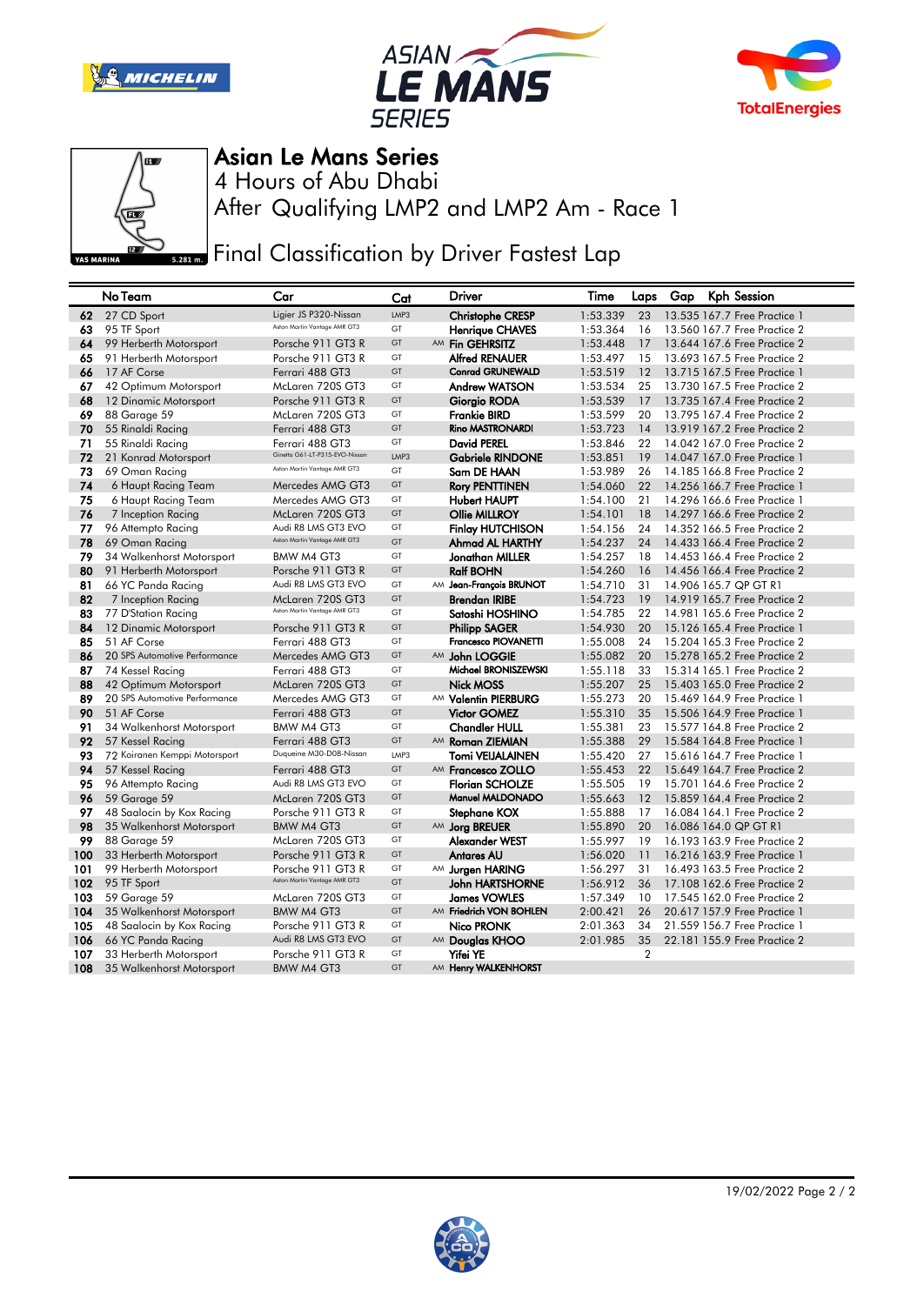# Asian Le Mans Series

4 Hours of Abu Dhabi

After Qualifying LMP2 and LMP2 Am - Race 1

## Final Classification by Driver Fastest Lap

| | No Team | Car | Cat | | Driver | Time | Laps | Gap | Kph | Session |
|---|---|---|---|---|---|---|---|---|---|---|
| 62 | 27 CD Sport | Ligier JS P320-Nissan | LMP3 | | Christophe CRESP | 1:53.339 | 23 | 13.535 | 167.7 | Free Practice 1 |
| 63 | 95 TF Sport | Aston Martin Vantage AMR GT3 | GT | | Henrique CHAVES | 1:53.364 | 16 | 13.560 | 167.7 | Free Practice 2 |
| 64 | 99 Herberth Motorsport | Porsche 911 GT3 R | GT | AM | Fin GEHRSITZ | 1:53.448 | 17 | 13.644 | 167.6 | Free Practice 2 |
| 65 | 91 Herberth Motorsport | Porsche 911 GT3 R | GT | | Alfred RENAUER | 1:53.497 | 15 | 13.693 | 167.5 | Free Practice 2 |
| 66 | 17 AF Corse | Ferrari 488 GT3 | GT | | Conrad GRUNEWALD | 1:53.519 | 12 | 13.715 | 167.5 | Free Practice 1 |
| 67 | 42 Optimum Motorsport | McLaren 720S GT3 | GT | | Andrew WATSON | 1:53.534 | 25 | 13.730 | 167.5 | Free Practice 2 |
| 68 | 12 Dinamic Motorsport | Porsche 911 GT3 R | GT | | Giorgio RODA | 1:53.539 | 17 | 13.735 | 167.4 | Free Practice 2 |
| 69 | 88 Garage 59 | McLaren 720S GT3 | GT | | Frankie BIRD | 1:53.599 | 20 | 13.795 | 167.4 | Free Practice 2 |
| 70 | 55 Rinaldi Racing | Ferrari 488 GT3 | GT | | Rino MASTRONARDI | 1:53.723 | 14 | 13.919 | 167.2 | Free Practice 2 |
| 71 | 55 Rinaldi Racing | Ferrari 488 GT3 | GT | | David PEREL | 1:53.846 | 22 | 14.042 | 167.0 | Free Practice 2 |
| 72 | 21 Konrad Motorsport | Ginetta G61-LT-P315-EVO-Nissan | LMP3 | | Gabriele RINDONE | 1:53.851 | 19 | 14.047 | 167.0 | Free Practice 1 |
| 73 | 69 Oman Racing | Aston Martin Vantage AMR GT3 | GT | | Sam DE HAAN | 1:53.989 | 26 | 14.185 | 166.8 | Free Practice 2 |
| 74 | 6 Haupt Racing Team | Mercedes AMG GT3 | GT | | Rory PENTTINEN | 1:54.060 | 22 | 14.256 | 166.7 | Free Practice 1 |
| 75 | 6 Haupt Racing Team | Mercedes AMG GT3 | GT | | Hubert HAUPT | 1:54.100 | 21 | 14.296 | 166.6 | Free Practice 1 |
| 76 | 7 Inception Racing | McLaren 720S GT3 | GT | | Ollie MILLROY | 1:54.101 | 18 | 14.297 | 166.6 | Free Practice 2 |
| 77 | 96 Attempto Racing | Audi R8 LMS GT3 EVO | GT | | Finlay HUTCHISON | 1:54.156 | 24 | 14.352 | 166.5 | Free Practice 2 |
| 78 | 69 Oman Racing | Aston Martin Vantage AMR GT3 | GT | | Ahmad AL HARTHY | 1:54.237 | 24 | 14.433 | 166.4 | Free Practice 2 |
| 79 | 34 Walkenhorst Motorsport | BMW M4 GT3 | GT | | Jonathan MILLER | 1:54.257 | 18 | 14.453 | 166.4 | Free Practice 2 |
| 80 | 91 Herberth Motorsport | Porsche 911 GT3 R | GT | | Ralf BOHN | 1:54.260 | 16 | 14.456 | 166.4 | Free Practice 2 |
| 81 | 66 YC Panda Racing | Audi R8 LMS GT3 EVO | GT | AM | Jean-François BRUNOT | 1:54.710 | 31 | 14.906 | 165.7 | QP GT R1 |
| 82 | 7 Inception Racing | McLaren 720S GT3 | GT | | Brendan IRIBE | 1:54.723 | 19 | 14.919 | 165.7 | Free Practice 2 |
| 83 | 77 D'Station Racing | Aston Martin Vantage AMR GT3 | GT | | Satoshi HOSHINO | 1:54.785 | 22 | 14.981 | 165.6 | Free Practice 2 |
| 84 | 12 Dinamic Motorsport | Porsche 911 GT3 R | GT | | Philipp SAGER | 1:54.930 | 20 | 15.126 | 165.4 | Free Practice 1 |
| 85 | 51 AF Corse | Ferrari 488 GT3 | GT | | Francesco PIOVANETTI | 1:55.008 | 24 | 15.204 | 165.3 | Free Practice 2 |
| 86 | 20 SPS Automotive Performance | Mercedes AMG GT3 | GT | AM | John LOGGIE | 1:55.082 | 20 | 15.278 | 165.2 | Free Practice 2 |
| 87 | 74 Kessel Racing | Ferrari 488 GT3 | GT | | Michael BRONISZEWSKI | 1:55.118 | 33 | 15.314 | 165.1 | Free Practice 2 |
| 88 | 42 Optimum Motorsport | McLaren 720S GT3 | GT | | Nick MOSS | 1:55.207 | 25 | 15.403 | 165.0 | Free Practice 2 |
| 89 | 20 SPS Automotive Performance | Mercedes AMG GT3 | GT | AM | Valentin PIERBURG | 1:55.273 | 20 | 15.469 | 164.9 | Free Practice 1 |
| 90 | 51 AF Corse | Ferrari 488 GT3 | GT | | Victor GOMEZ | 1:55.310 | 35 | 15.506 | 164.9 | Free Practice 1 |
| 91 | 34 Walkenhorst Motorsport | BMW M4 GT3 | GT | | Chandler HULL | 1:55.381 | 23 | 15.577 | 164.8 | Free Practice 2 |
| 92 | 57 Kessel Racing | Ferrari 488 GT3 | GT | AM | Roman ZIEMIAN | 1:55.388 | 29 | 15.584 | 164.8 | Free Practice 1 |
| 93 | 72 Koiranen Kemppi Motorsport | Duqueine M30-D08-Nissan | LMP3 | | Tomi VEIJALAINEN | 1:55.420 | 27 | 15.616 | 164.7 | Free Practice 1 |
| 94 | 57 Kessel Racing | Ferrari 488 GT3 | GT | AM | Francesco ZOLLO | 1:55.453 | 22 | 15.649 | 164.7 | Free Practice 2 |
| 95 | 96 Attempto Racing | Audi R8 LMS GT3 EVO | GT | | Florian SCHOLZE | 1:55.505 | 19 | 15.701 | 164.6 | Free Practice 2 |
| 96 | 59 Garage 59 | McLaren 720S GT3 | GT | | Manuel MALDONADO | 1:55.663 | 12 | 15.859 | 164.4 | Free Practice 2 |
| 97 | 48 Saalocin by Kox Racing | Porsche 911 GT3 R | GT | | Stephane KOX | 1:55.888 | 17 | 16.084 | 164.1 | Free Practice 2 |
| 98 | 35 Walkenhorst Motorsport | BMW M4 GT3 | GT | AM | Jorg BREUER | 1:55.890 | 20 | 16.086 | 164.0 | QP GT R1 |
| 99 | 88 Garage 59 | McLaren 720S GT3 | GT | | Alexander WEST | 1:55.997 | 19 | 16.193 | 163.9 | Free Practice 2 |
| 100 | 33 Herberth Motorsport | Porsche 911 GT3 R | GT | | Antares AU | 1:56.020 | 11 | 16.216 | 163.9 | Free Practice 1 |
| 101 | 99 Herberth Motorsport | Porsche 911 GT3 R | GT | AM | Jurgen HARING | 1:56.297 | 31 | 16.493 | 163.5 | Free Practice 2 |
| 102 | 95 TF Sport | Aston Martin Vantage AMR GT3 | GT | | John HARTSHORNE | 1:56.912 | 36 | 17.108 | 162.6 | Free Practice 2 |
| 103 | 59 Garage 59 | McLaren 720S GT3 | GT | | James VOWLES | 1:57.349 | 10 | 17.545 | 162.0 | Free Practice 2 |
| 104 | 35 Walkenhorst Motorsport | BMW M4 GT3 | GT | AM | Friedrich VON BOHLEN | 2:00.421 | 26 | 20.617 | 157.9 | Free Practice 2 |
| 105 | 48 Saalocin by Kox Racing | Porsche 911 GT3 R | GT | | Nico PRONK | 2:01.363 | 34 | 21.559 | 156.7 | Free Practice 1 |
| 106 | 66 YC Panda Racing | Audi R8 LMS GT3 EVO | GT | AM | Douglas KHOO | 2:01.985 | 35 | 22.181 | 155.9 | Free Practice 2 |
| 107 | 33 Herberth Motorsport | Porsche 911 GT3 R | GT | | Yifei YE | | 2 | | | |
| 108 | 35 Walkenhorst Motorsport | BMW M4 GT3 | GT | AM | Henry WALKENHORST | | | | | |

19/02/2022